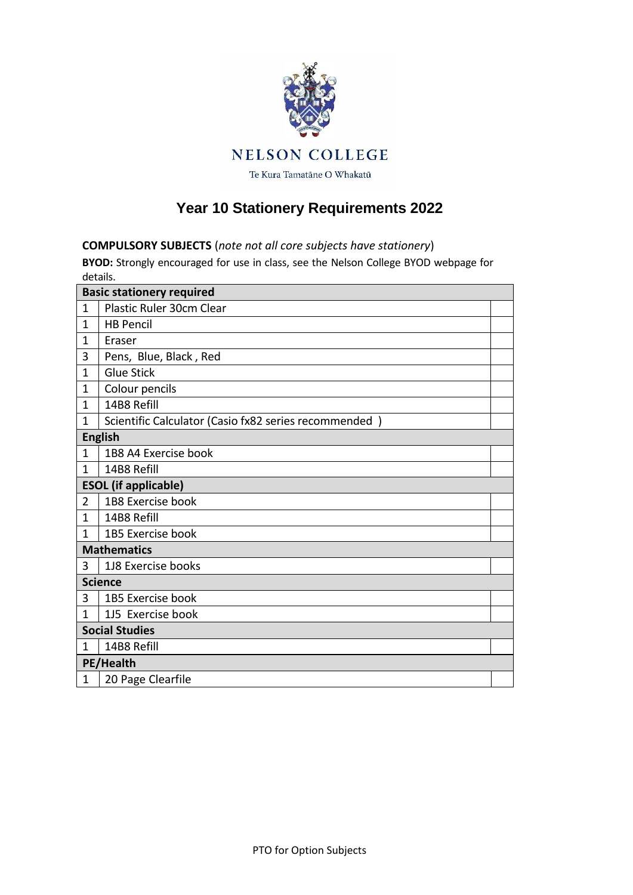NELSON COLLEGE

Te Kura Tamatāne O Whakatū

# Year 10 Stationery Requirements 2022

**COMPULSORY SUBJECTS** (*note not all core subjects have stationery*)

**BYOD:** Strongly encouraged for use in class, see the Nelson College BYOD webpage for details.

| | | |
|---|---|---|
| **Basic stationery required** | | |
| 1 | Plastic Ruler 30cm Clear | |
| 1 | HB Pencil | |
| 1 | Eraser | |
| 3 | Pens, Blue, Black , Red | |
| 1 | Glue Stick | |
| 1 | Colour pencils | |
| 1 | 14B8 Refill | |
| 1 | Scientific Calculator (Casio fx82 series recommended ) | |
| **English** | | |
| 1 | 1B8 A4 Exercise book | |
| 1 | 14B8 Refill | |
| **ESOL (if applicable)** | | |
| 2 | 1B8 Exercise book | |
| 1 | 14B8 Refill | |
| 1 | 1B5 Exercise book | |
| **Mathematics** | | |
| 3 | 1J8 Exercise books | |
| **Science** | | |
| 3 | 1B5 Exercise book | |
| 1 | 1J5 Exercise book | |
| **Social Studies** | | |
| 1 | 14B8 Refill | |
| **PE/Health** | | |
| 1 | 20 Page Clearfile | |

PTO for Option Subjects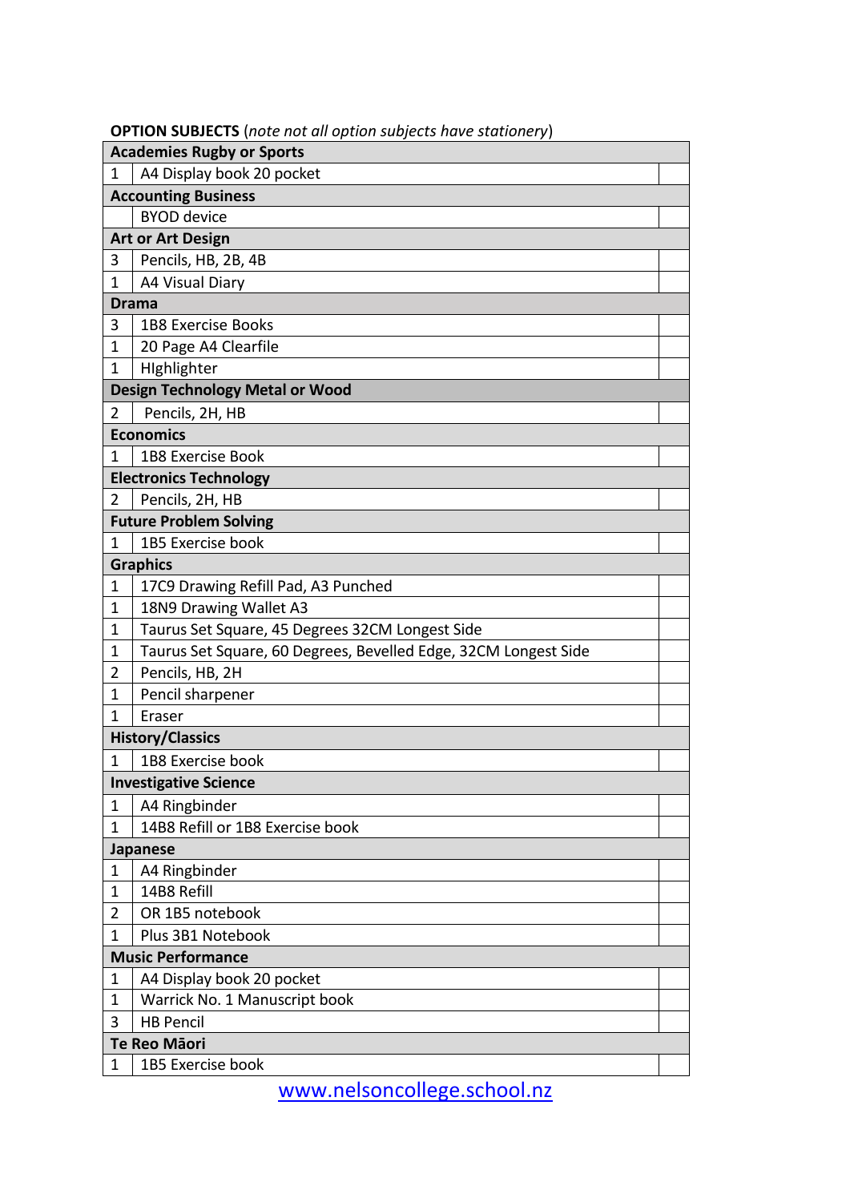**OPTION SUBJECTS** (*note not all option subjects have stationery*)

| | | |
|---|---|---|
| **Academies Rugby or Sports** | | |
| 1 | A4 Display book 20 pocket | |
| **Accounting Business** | | |
| | BYOD device | |
| **Art or Art Design** | | |
| 3 | Pencils, HB, 2B, 4B | |
| 1 | A4 Visual Diary | |
| **Drama** | | |
| 3 | 1B8 Exercise Books | |
| 1 | 20 Page A4 Clearfile | |
| 1 | HIghlighter | |
| **Design Technology Metal or Wood** | | |
| 2 | Pencils, 2H, HB | |
| **Economics** | | |
| 1 | 1B8 Exercise Book | |
| **Electronics Technology** | | |
| 2 | Pencils, 2H, HB | |
| **Future Problem Solving** | | |
| 1 | 1B5 Exercise book | |
| **Graphics** | | |
| 1 | 17C9 Drawing Refill Pad, A3 Punched | |
| 1 | 18N9 Drawing Wallet A3 | |
| 1 | Taurus Set Square, 45 Degrees 32CM Longest Side | |
| 1 | Taurus Set Square, 60 Degrees, Bevelled Edge, 32CM Longest Side | |
| 2 | Pencils, HB, 2H | |
| 1 | Pencil sharpener | |
| 1 | Eraser | |
| **History/Classics** | | |
| 1 | 1B8 Exercise book | |
| **Investigative Science** | | |
| 1 | A4 Ringbinder | |
| 1 | 14B8 Refill or 1B8 Exercise book | |
| **Japanese** | | |
| 1 | A4 Ringbinder | |
| 1 | 14B8 Refill | |
| 2 | OR 1B5 notebook | |
| 1 | Plus 3B1 Notebook | |
| **Music Performance** | | |
| 1 | A4 Display book 20 pocket | |
| 1 | Warrick No. 1 Manuscript book | |
| 3 | HB Pencil | |
| **Te Reo Māori** | | |
| 1 | 1B5 Exercise book | |

www.nelsoncollege.school.nz